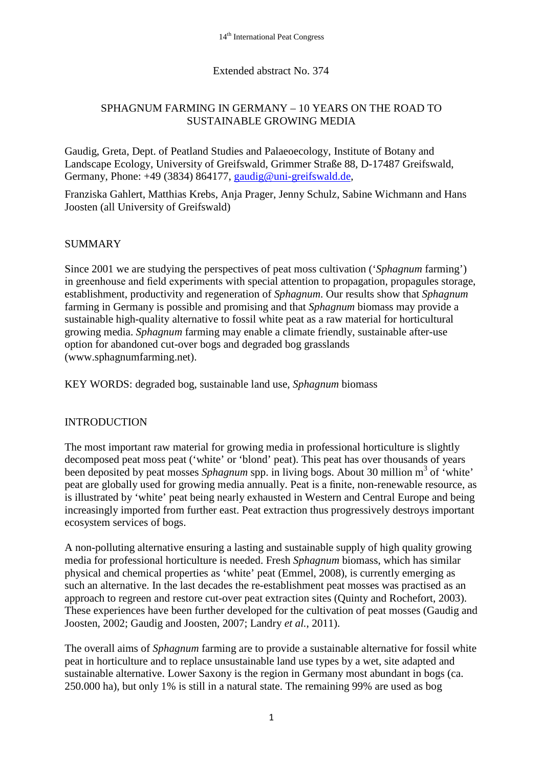Extended abstract No. 374

# SPHAGNUM FARMING IN GERMANY – 10 YEARS ON THE ROAD TO SUSTAINABLE GROWING MEDIA

Gaudig, Greta, Dept. of Peatland Studies and Palaeoecology, Institute of Botany and Landscape Ecology, University of Greifswald, Grimmer Straße 88, D-17487 Greifswald, Germany, Phone: +49 (3834) 864177, gaudig@uni-greifswald.de,

Franziska Gahlert, Matthias Krebs, Anja Prager, Jenny Schulz, Sabine Wichmann and Hans Joosten (all University of Greifswald)

## SUMMARY

Since 2001 we are studying the perspectives of peat moss cultivation (‘*Sphagnum* farming’) in greenhouse and field experiments with special attention to propagation, propagules storage, establishment, productivity and regeneration of *Sphagnum*. Our results show that *Sphagnum* farming in Germany is possible and promising and that *Sphagnum* biomass may provide a sustainable high-quality alternative to fossil white peat as a raw material for horticultural growing media. *Sphagnum* farming may enable a climate friendly, sustainable after-use option for abandoned cut-over bogs and degraded bog grasslands (www.sphagnumfarming.net).

KEY WORDS: degraded bog, sustainable land use, *Sphagnum* biomass

## INTRODUCTION

The most important raw material for growing media in professional horticulture is slightly decomposed peat moss peat (‘white’ or ‘blond’ peat). This peat has over thousands of years been deposited by peat mosses *Sphagnum* spp. in living bogs. About 30 million m$^3$ of ‘white’ peat are globally used for growing media annually. Peat is a finite, non-renewable resource, as is illustrated by ‘white’ peat being nearly exhausted in Western and Central Europe and being increasingly imported from further east. Peat extraction thus progressively destroys important ecosystem services of bogs.

A non-polluting alternative ensuring a lasting and sustainable supply of high quality growing media for professional horticulture is needed. Fresh *Sphagnum* biomass, which has similar physical and chemical properties as ‘white’ peat (Emmel, 2008), is currently emerging as such an alternative. In the last decades the re-establishment peat mosses was practised as an approach to regreen and restore cut-over peat extraction sites (Quinty and Rochefort, 2003). These experiences have been further developed for the cultivation of peat mosses (Gaudig and Joosten, 2002; Gaudig and Joosten, 2007; Landry *et al.*, 2011).

The overall aims of *Sphagnum* farming are to provide a sustainable alternative for fossil white peat in horticulture and to replace unsustainable land use types by a wet, site adapted and sustainable alternative. Lower Saxony is the region in Germany most abundant in bogs (ca. 250.000 ha), but only 1% is still in a natural state. The remaining 99% are used as bog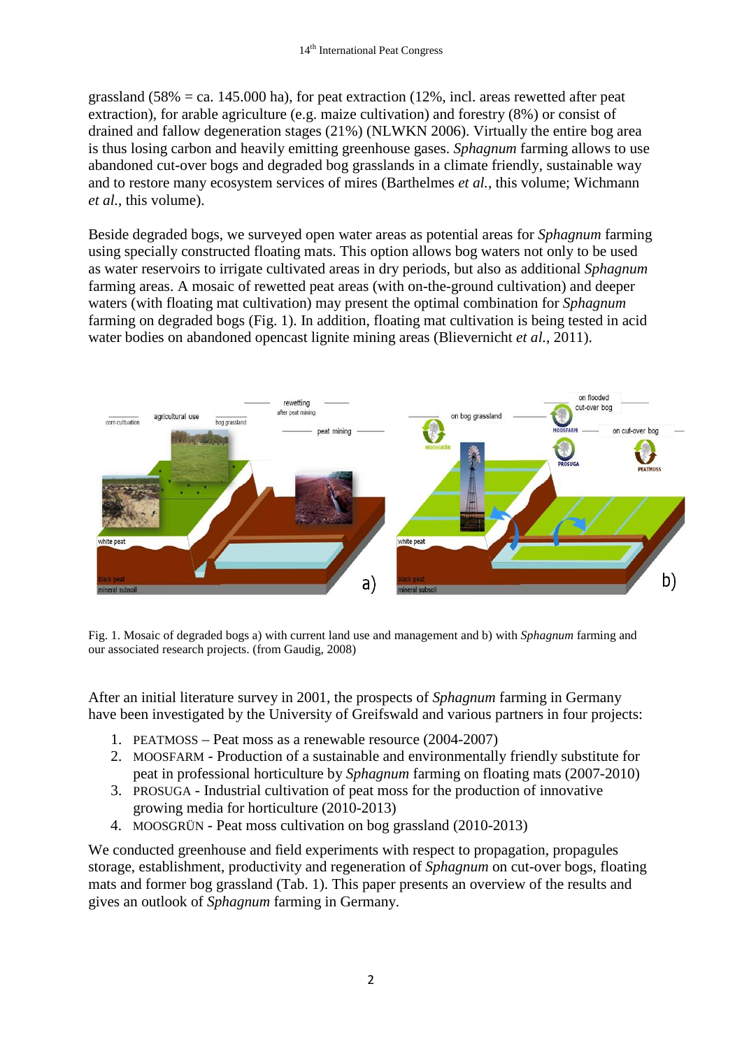grassland (58% = ca. 145.000 ha), for peat extraction (12%, incl. areas rewetted after peat extraction), for arable agriculture (e.g. maize cultivation) and forestry (8%) or consist of drained and fallow degeneration stages (21%) (NLWKN 2006). Virtually the entire bog area is thus losing carbon and heavily emitting greenhouse gases. *Sphagnum* farming allows to use abandoned cut-over bogs and degraded bog grasslands in a climate friendly, sustainable way and to restore many ecosystem services of mires (Barthelmes *et al.*, this volume; Wichmann *et al.*, this volume).

Beside degraded bogs, we surveyed open water areas as potential areas for *Sphagnum* farming using specially constructed floating mats. This option allows bog waters not only to be used as water reservoirs to irrigate cultivated areas in dry periods, but also as additional *Sphagnum* farming areas. A mosaic of rewetted peat areas (with on-the-ground cultivation) and deeper waters (with floating mat cultivation) may present the optimal combination for *Sphagnum* farming on degraded bogs (Fig. 1). In addition, floating mat cultivation is being tested in acid water bodies on abandoned opencast lignite mining areas (Blievernicht *et al.*, 2011).

Fig. 1. Mosaic of degraded bogs a) with current land use and management and b) with *Sphagnum* farming and our associated research projects. (from Gaudig, 2008)

After an initial literature survey in 2001, the prospects of *Sphagnum* farming in Germany have been investigated by the University of Greifswald and various partners in four projects:

1. PEATMOSS – Peat moss as a renewable resource (2004-2007)
2. MOOSFARM - Production of a sustainable and environmentally friendly substitute for peat in professional horticulture by *Sphagnum* farming on floating mats (2007-2010)
3. PROSUGA - Industrial cultivation of peat moss for the production of innovative growing media for horticulture (2010-2013)
4. MOOSGRÜN - Peat moss cultivation on bog grassland (2010-2013)

We conducted greenhouse and field experiments with respect to propagation, propagules storage, establishment, productivity and regeneration of *Sphagnum* on cut-over bogs, floating mats and former bog grassland (Tab. 1). This paper presents an overview of the results and gives an outlook of *Sphagnum* farming in Germany.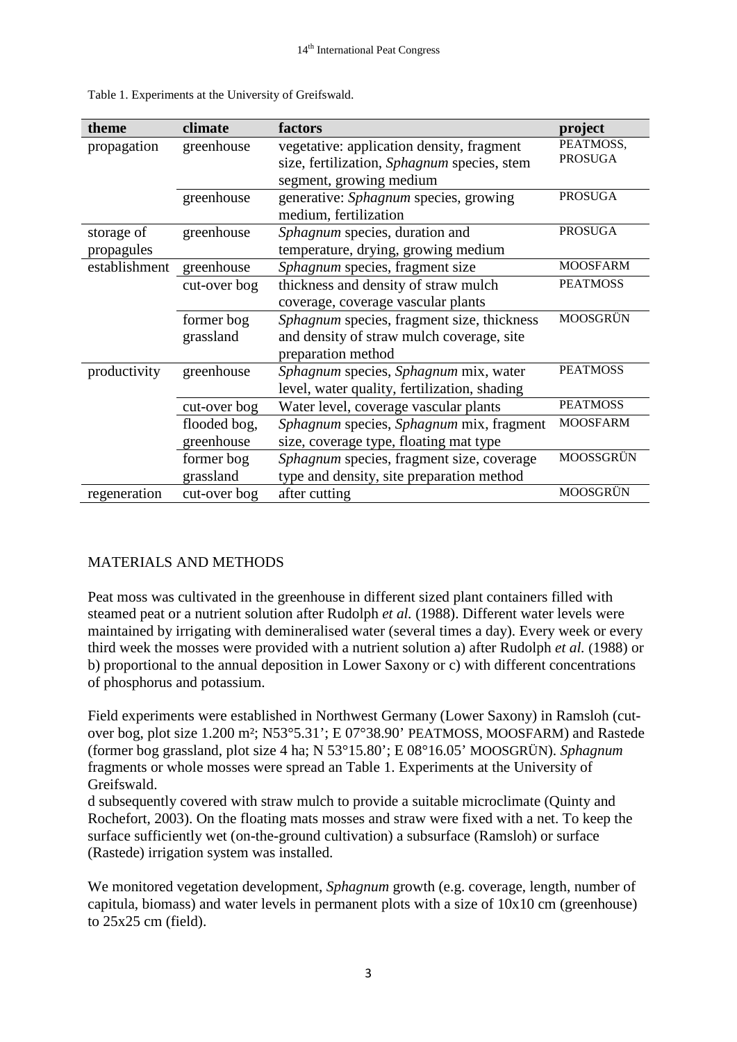Table 1. Experiments at the University of Greifswald.

| theme | climate | factors | project |
|---|---|---|---|
| propagation | greenhouse | vegetative: application density, fragment size, fertilization, *Sphagnum* species, stem segment, growing medium | PEATMOSS, PROSUGA |
| | greenhouse | generative: *Sphagnum* species, growing medium, fertilization | PROSUGA |
| storage of propagules | greenhouse | *Sphagnum* species, duration and temperature, drying, growing medium | PROSUGA |
| establishment | greenhouse | *Sphagnum* species, fragment size | MOOSFARM |
| | cut-over bog | thickness and density of straw mulch coverage, coverage vascular plants | PEATMOSS |
| | former bog grassland | *Sphagnum* species, fragment size, thickness and density of straw mulch coverage, site preparation method | MOOSGRÜN |
| productivity | greenhouse | *Sphagnum* species, *Sphagnum* mix, water level, water quality, fertilization, shading | PEATMOSS |
| | cut-over bog | Water level, coverage vascular plants | PEATMOSS |
| | flooded bog, greenhouse | *Sphagnum* species, *Sphagnum* mix, fragment size, coverage type, floating mat type | MOOSFARM |
| | former bog grassland | *Sphagnum* species, fragment size, coverage type and density, site preparation method | MOOSSGRÜN |
| regeneration | cut-over bog | after cutting | MOOSGRÜN |

## MATERIALS AND METHODS

Peat moss was cultivated in the greenhouse in different sized plant containers filled with steamed peat or a nutrient solution after Rudolph *et al.* (1988). Different water levels were maintained by irrigating with demineralised water (several times a day). Every week or every third week the mosses were provided with a nutrient solution a) after Rudolph *et al.* (1988) or b) proportional to the annual deposition in Lower Saxony or c) with different concentrations of phosphorus and potassium.

Field experiments were established in Northwest Germany (Lower Saxony) in Ramsloh (cut-over bog, plot size 1.200 m²; N53°5.31'; E 07°38.90' PEATMOSS, MOOSFARM) and Rastede (former bog grassland, plot size 4 ha; N 53°15.80'; E 08°16.05' MOOSGRÜN). *Sphagnum* fragments or whole mosses were spread an Table 1. Experiments at the University of Greifswald.

d subsequently covered with straw mulch to provide a suitable microclimate (Quinty and Rochefort, 2003). On the floating mats mosses and straw were fixed with a net. To keep the surface sufficiently wet (on-the-ground cultivation) a subsurface (Ramsloh) or surface (Rastede) irrigation system was installed.

We monitored vegetation development, *Sphagnum* growth (e.g. coverage, length, number of capitula, biomass) and water levels in permanent plots with a size of 10x10 cm (greenhouse) to 25x25 cm (field).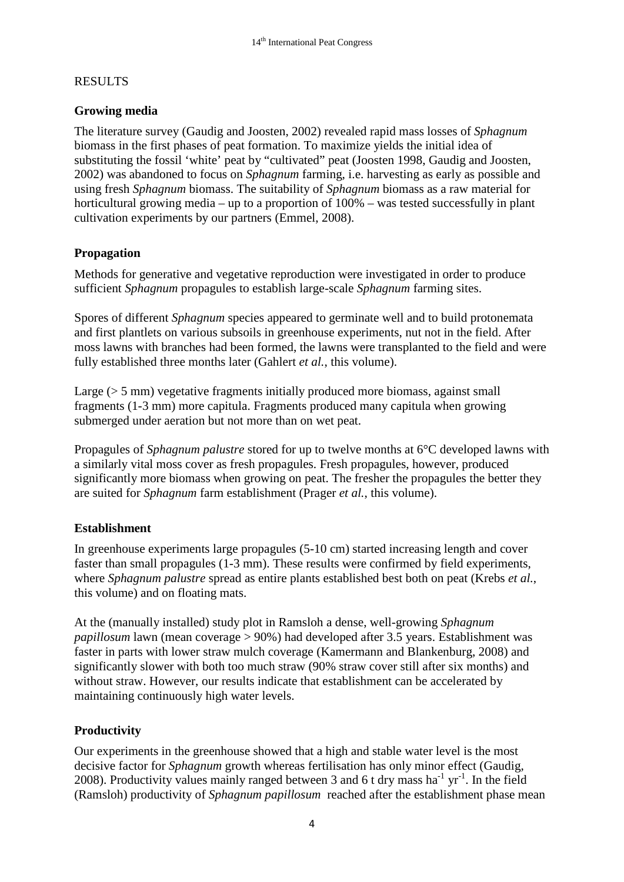RESULTS

## Growing media

The literature survey (Gaudig and Joosten, 2002) revealed rapid mass losses of *Sphagnum* biomass in the first phases of peat formation. To maximize yields the initial idea of substituting the fossil 'white' peat by "cultivated" peat (Joosten 1998, Gaudig and Joosten, 2002) was abandoned to focus on *Sphagnum* farming, i.e. harvesting as early as possible and using fresh *Sphagnum* biomass. The suitability of *Sphagnum* biomass as a raw material for horticultural growing media – up to a proportion of 100% – was tested successfully in plant cultivation experiments by our partners (Emmel, 2008).

## Propagation

Methods for generative and vegetative reproduction were investigated in order to produce sufficient *Sphagnum* propagules to establish large-scale *Sphagnum* farming sites.

Spores of different *Sphagnum* species appeared to germinate well and to build protonemata and first plantlets on various subsoils in greenhouse experiments, nut not in the field. After moss lawns with branches had been formed, the lawns were transplanted to the field and were fully established three months later (Gahlert *et al.*, this volume).

Large (> 5 mm) vegetative fragments initially produced more biomass, against small fragments (1-3 mm) more capitula. Fragments produced many capitula when growing submerged under aeration but not more than on wet peat.

Propagules of *Sphagnum palustre* stored for up to twelve months at 6°C developed lawns with a similarly vital moss cover as fresh propagules. Fresh propagules, however, produced significantly more biomass when growing on peat. The fresher the propagules the better they are suited for *Sphagnum* farm establishment (Prager *et al.*, this volume).

## Establishment

In greenhouse experiments large propagules (5-10 cm) started increasing length and cover faster than small propagules (1-3 mm). These results were confirmed by field experiments, where *Sphagnum palustre* spread as entire plants established best both on peat (Krebs *et al.*, this volume) and on floating mats.

At the (manually installed) study plot in Ramsloh a dense, well-growing *Sphagnum papillosum* lawn (mean coverage > 90%) had developed after 3.5 years. Establishment was faster in parts with lower straw mulch coverage (Kamermann and Blankenburg, 2008) and significantly slower with both too much straw (90% straw cover still after six months) and without straw. However, our results indicate that establishment can be accelerated by maintaining continuously high water levels.

## Productivity

Our experiments in the greenhouse showed that a high and stable water level is the most decisive factor for *Sphagnum* growth whereas fertilisation has only minor effect (Gaudig, 2008). Productivity values mainly ranged between 3 and 6 t dry mass $ha^{-1}$ $yr^{-1}$. In the field (Ramsloh) productivity of *Sphagnum papillosum* reached after the establishment phase mean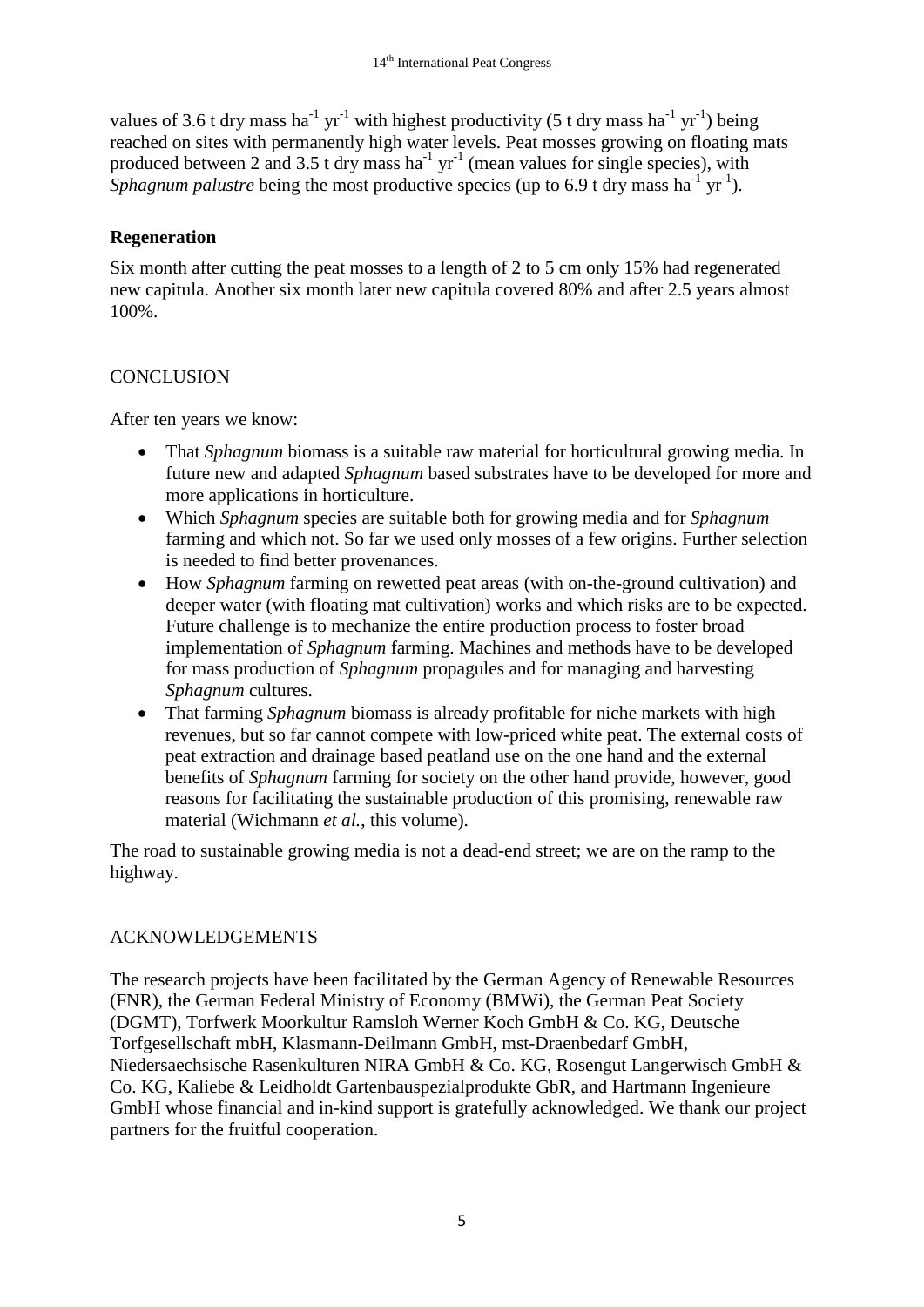values of 3.6 t dry mass $ha^{-1}$ $yr^{-1}$ with highest productivity (5 t dry mass $ha^{-1}$ $yr^{-1}$) being reached on sites with permanently high water levels. Peat mosses growing on floating mats produced between 2 and 3.5 t dry mass $ha^{-1}$ $yr^{-1}$ (mean values for single species), with *Sphagnum palustre* being the most productive species (up to 6.9 t dry mass $ha^{-1}$ $yr^{-1}$).

### Regeneration

Six month after cutting the peat mosses to a length of 2 to 5 cm only 15% had regenerated new capitula. Another six month later new capitula covered 80% and after 2.5 years almost 100%.

## CONCLUSION

After ten years we know:

- That *Sphagnum* biomass is a suitable raw material for horticultural growing media. In future new and adapted *Sphagnum* based substrates have to be developed for more and more applications in horticulture.
- Which *Sphagnum* species are suitable both for growing media and for *Sphagnum* farming and which not. So far we used only mosses of a few origins. Further selection is needed to find better provenances.
- How *Sphagnum* farming on rewetted peat areas (with on-the-ground cultivation) and deeper water (with floating mat cultivation) works and which risks are to be expected. Future challenge is to mechanize the entire production process to foster broad implementation of *Sphagnum* farming. Machines and methods have to be developed for mass production of *Sphagnum* propagules and for managing and harvesting *Sphagnum* cultures.
- That farming *Sphagnum* biomass is already profitable for niche markets with high revenues, but so far cannot compete with low-priced white peat. The external costs of peat extraction and drainage based peatland use on the one hand and the external benefits of *Sphagnum* farming for society on the other hand provide, however, good reasons for facilitating the sustainable production of this promising, renewable raw material (Wichmann *et al.*, this volume).

The road to sustainable growing media is not a dead-end street; we are on the ramp to the highway.

## ACKNOWLEDGEMENTS

The research projects have been facilitated by the German Agency of Renewable Resources (FNR), the German Federal Ministry of Economy (BMWi), the German Peat Society (DGMT), Torfwerk Moorkultur Ramsloh Werner Koch GmbH & Co. KG, Deutsche Torfgesellschaft mbH, Klasmann-Deilmann GmbH, mst-Draenbedarf GmbH, Niedersaechsische Rasenkulturen NIRA GmbH & Co. KG, Rosengut Langerwisch GmbH & Co. KG, Kaliebe & Leidholdt Gartenbauspezialprodukte GbR, and Hartmann Ingenieure GmbH whose financial and in-kind support is gratefully acknowledged. We thank our project partners for the fruitful cooperation.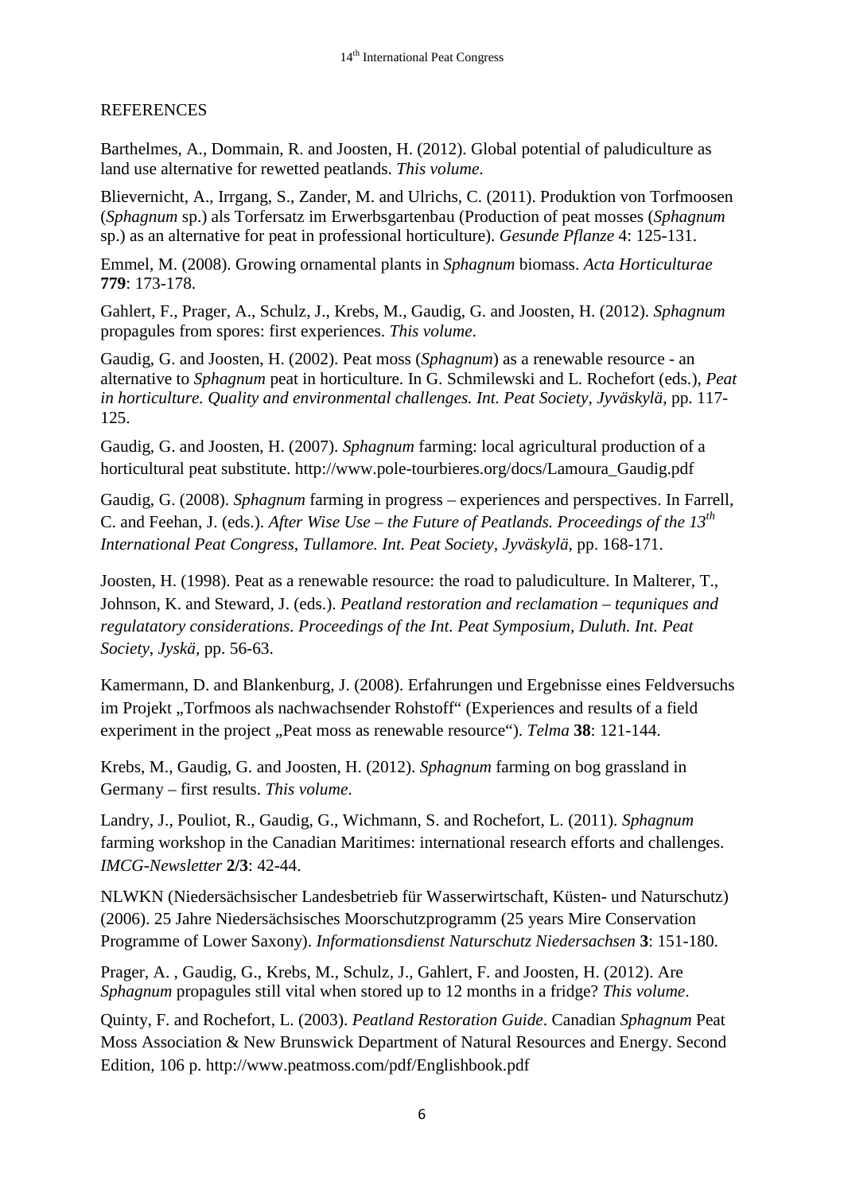## REFERENCES

Barthelmes, A., Dommain, R. and Joosten, H. (2012). Global potential of paludiculture as land use alternative for rewetted peatlands. *This volume*.

Blievernicht, A., Irrgang, S., Zander, M. and Ulrichs, C. (2011). Produktion von Torfmoosen (*Sphagnum* sp.) als Torfersatz im Erwerbsgartenbau (Production of peat mosses (*Sphagnum* sp.) as an alternative for peat in professional horticulture). *Gesunde Pflanze* 4: 125-131.

Emmel, M. (2008). Growing ornamental plants in *Sphagnum* biomass. *Acta Horticulturae* **779**: 173-178.

Gahlert, F., Prager, A., Schulz, J., Krebs, M., Gaudig, G. and Joosten, H. (2012). *Sphagnum* propagules from spores: first experiences. *This volume*.

Gaudig, G. and Joosten, H. (2002). Peat moss (*Sphagnum*) as a renewable resource - an alternative to *Sphagnum* peat in horticulture. In G. Schmilewski and L. Rochefort (eds.), *Peat in horticulture. Quality and environmental challenges. Int. Peat Society, Jyväskylä*, pp. 117-125.

Gaudig, G. and Joosten, H. (2007). *Sphagnum* farming: local agricultural production of a horticultural peat substitute. http://www.pole-tourbieres.org/docs/Lamoura_Gaudig.pdf

Gaudig, G. (2008). *Sphagnum* farming in progress – experiences and perspectives. In Farrell, C. and Feehan, J. (eds.). *After Wise Use – the Future of Peatlands. Proceedings of the 13th International Peat Congress, Tullamore. Int. Peat Society, Jyväskylä*, pp. 168-171.

Joosten, H. (1998). Peat as a renewable resource: the road to paludiculture. In Malterer, T., Johnson, K. and Steward, J. (eds.). *Peatland restoration and reclamation – tequniques and regulatatory considerations. Proceedings of the Int. Peat Symposium, Duluth. Int. Peat Society, Jyskä*, pp. 56-63.

Kamermann, D. and Blankenburg, J. (2008). Erfahrungen und Ergebnisse eines Feldversuchs im Projekt „Torfmoos als nachwachsender Rohstoff" (Experiences and results of a field experiment in the project „Peat moss as renewable resource"). *Telma* **38**: 121-144.

Krebs, M., Gaudig, G. and Joosten, H. (2012). *Sphagnum* farming on bog grassland in Germany – first results. *This volume*.

Landry, J., Pouliot, R., Gaudig, G., Wichmann, S. and Rochefort, L. (2011). *Sphagnum* farming workshop in the Canadian Maritimes: international research efforts and challenges. *IMCG-Newsletter* **2/3**: 42-44.

NLWKN (Niedersächsischer Landesbetrieb für Wasserwirtschaft, Küsten- und Naturschutz) (2006). 25 Jahre Niedersächsisches Moorschutzprogramm (25 years Mire Conservation Programme of Lower Saxony). *Informationsdienst Naturschutz Niedersachsen* **3**: 151-180.

Prager, A. , Gaudig, G., Krebs, M., Schulz, J., Gahlert, F. and Joosten, H. (2012). Are *Sphagnum* propagules still vital when stored up to 12 months in a fridge? *This volume*.

Quinty, F. and Rochefort, L. (2003). *Peatland Restoration Guide*. Canadian *Sphagnum* Peat Moss Association & New Brunswick Department of Natural Resources and Energy. Second Edition, 106 p. http://www.peatmoss.com/pdf/Englishbook.pdf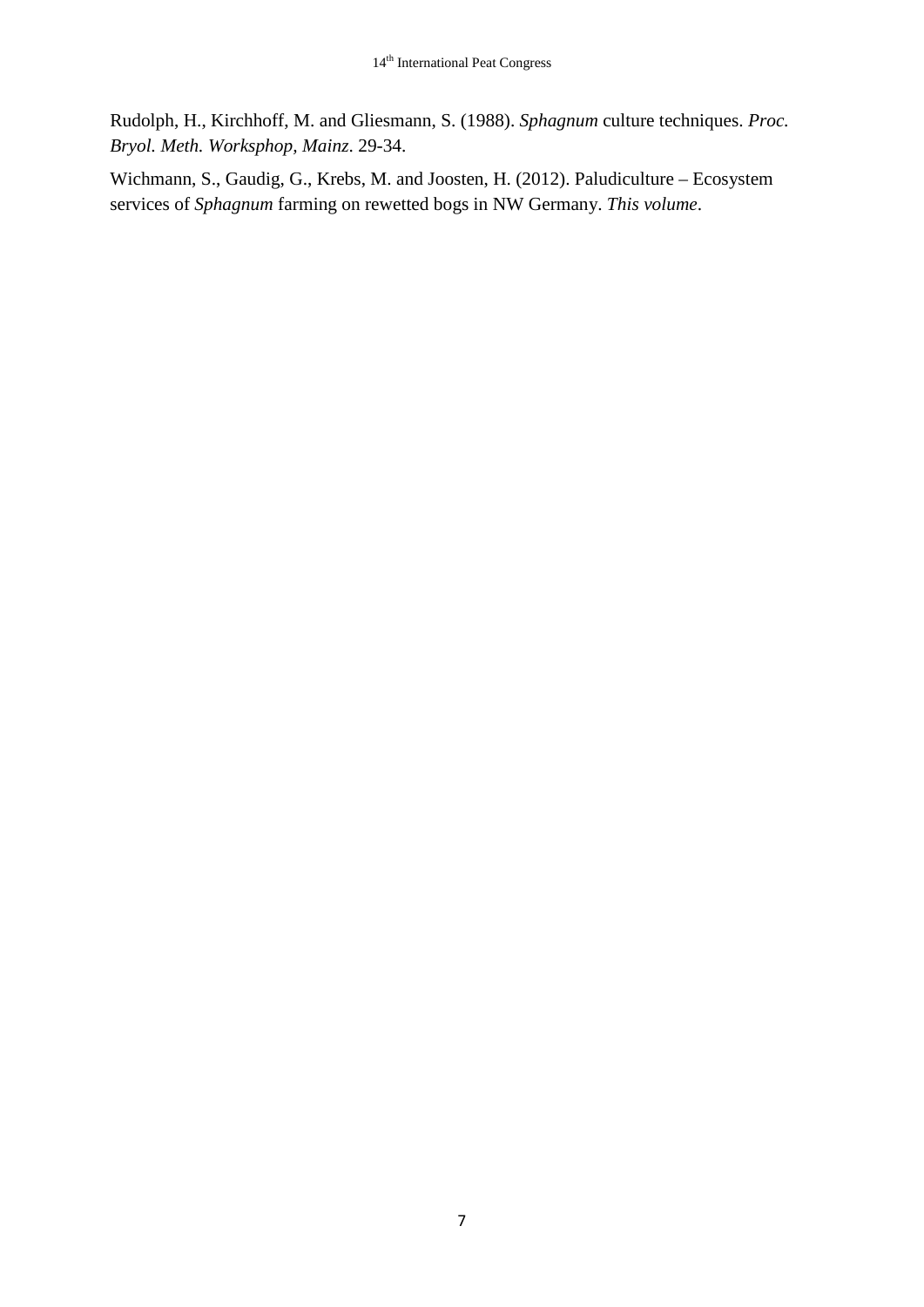Rudolph, H., Kirchhoff, M. and Gliesmann, S. (1988). *Sphagnum* culture techniques. *Proc. Bryol. Meth. Worksphop, Mainz*. 29-34.

Wichmann, S., Gaudig, G., Krebs, M. and Joosten, H. (2012). Paludiculture – Ecosystem services of *Sphagnum* farming on rewetted bogs in NW Germany. *This volume*.